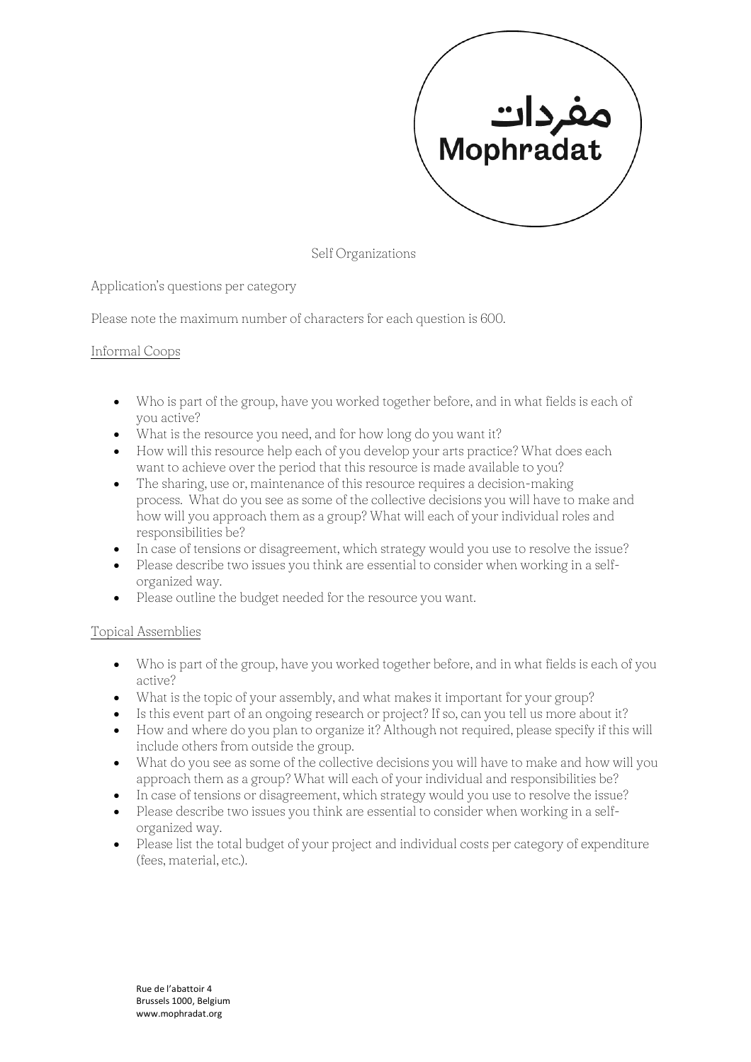مفردات
Mophradat

Self Organizations

Application's questions per category

Please note the maximum number of characters for each question is 600.

## Informal Coops

- Who is part of the group, have you worked together before, and in what fields is each of you active?
- What is the resource you need, and for how long do you want it?
- How will this resource help each of you develop your arts practice? What does each want to achieve over the period that this resource is made available to you?
- The sharing, use or, maintenance of this resource requires a decision-making process. What do you see as some of the collective decisions you will have to make and how will you approach them as a group? What will each of your individual roles and responsibilities be?
- In case of tensions or disagreement, which strategy would you use to resolve the issue?
- Please describe two issues you think are essential to consider when working in a self-organized way.
- Please outline the budget needed for the resource you want.

## Topical Assemblies

- Who is part of the group, have you worked together before, and in what fields is each of you active?
- What is the topic of your assembly, and what makes it important for your group?
- Is this event part of an ongoing research or project? If so, can you tell us more about it?
- How and where do you plan to organize it? Although not required, please specify if this will include others from outside the group.
- What do you see as some of the collective decisions you will have to make and how will you approach them as a group? What will each of your individual and responsibilities be?
- In case of tensions or disagreement, which strategy would you use to resolve the issue?
- Please describe two issues you think are essential to consider when working in a self-organized way.
- Please list the total budget of your project and individual costs per category of expenditure (fees, material, etc.).

Rue de l'abattoir 4
Brussels 1000, Belgium
www.mophradat.org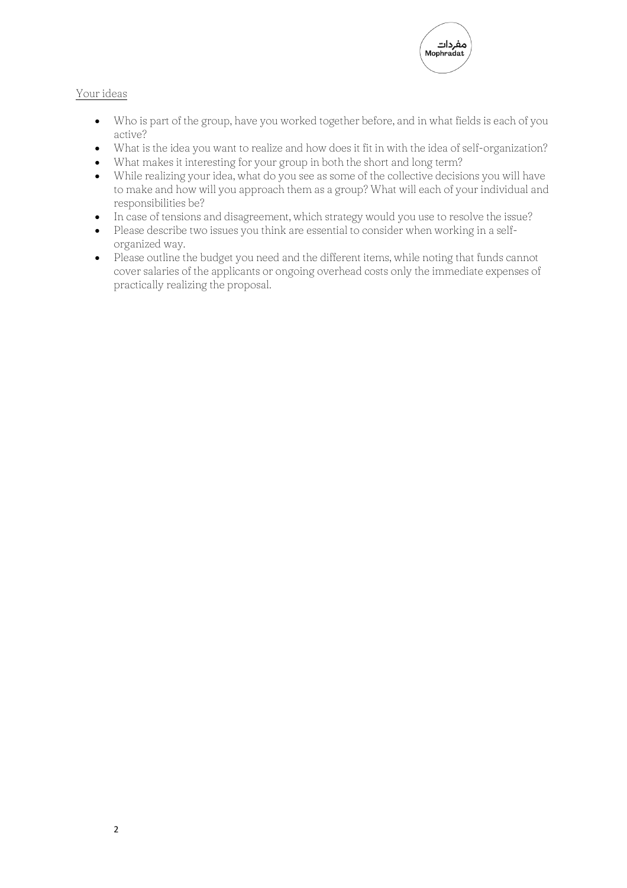Your ideas

- Who is part of the group, have you worked together before, and in what fields is each of you active?
- What is the idea you want to realize and how does it fit in with the idea of self-organization?
- What makes it interesting for your group in both the short and long term?
- While realizing your idea, what do you see as some of the collective decisions you will have to make and how will you approach them as a group? What will each of your individual and responsibilities be?
- In case of tensions and disagreement, which strategy would you use to resolve the issue?
- Please describe two issues you think are essential to consider when working in a self-organized way.
- Please outline the budget you need and the different items, while noting that funds cannot cover salaries of the applicants or ongoing overhead costs only the immediate expenses of practically realizing the proposal.